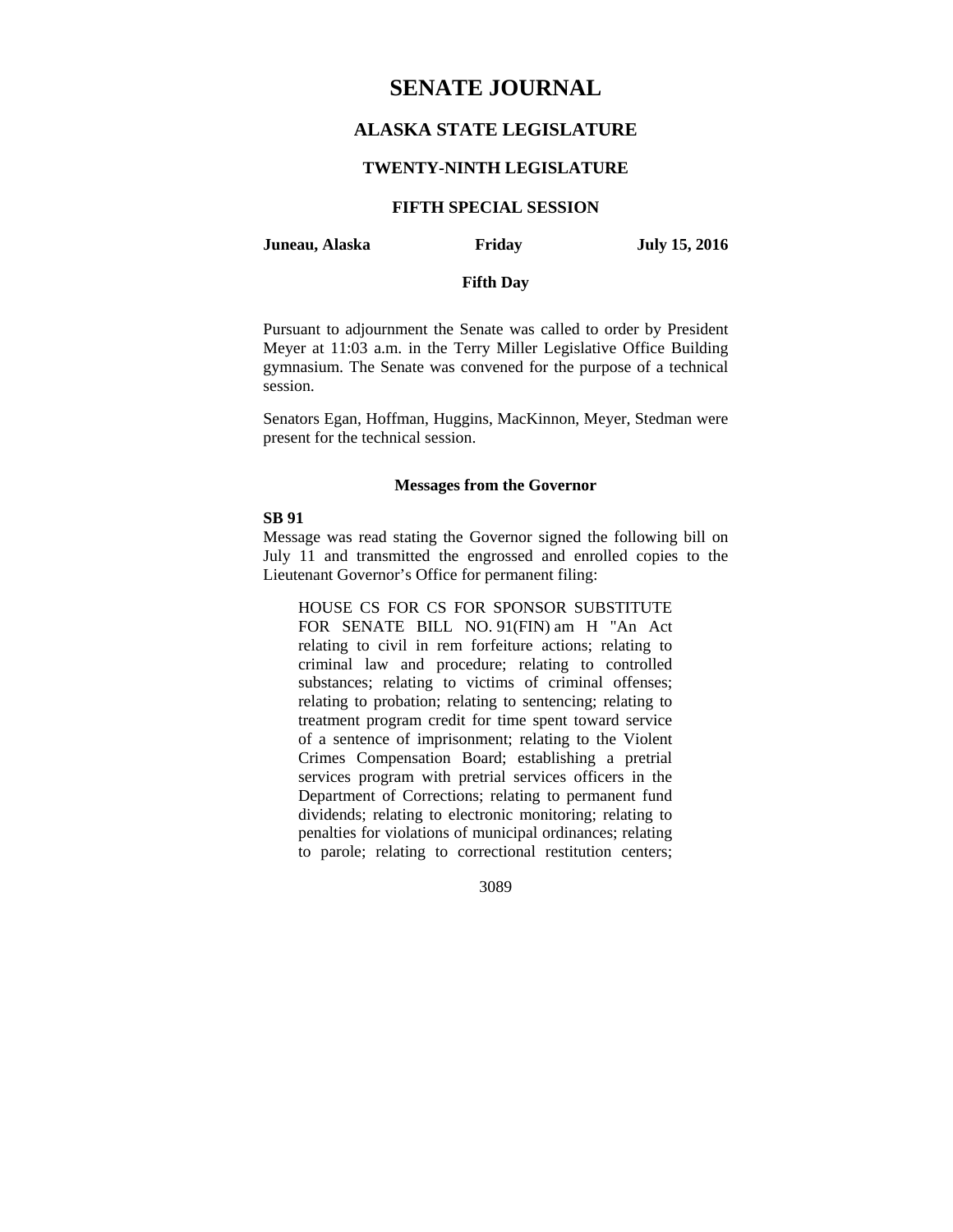# SENATE JOURNAL

## ALASKA STATE LEGISLATURE

### TWENTY-NINTH LEGISLATURE

### FIFTH SPECIAL SESSION

**Juneau, Alaska** **Friday** **July 15, 2016**

**Fifth Day**

Pursuant to adjournment the Senate was called to order by President Meyer at 11:03 a.m. in the Terry Miller Legislative Office Building gymnasium. The Senate was convened for the purpose of a technical session.

Senators Egan, Hoffman, Huggins, MacKinnon, Meyer, Stedman were present for the technical session.

**Messages from the Governor**

**SB 91**

Message was read stating the Governor signed the following bill on July 11 and transmitted the engrossed and enrolled copies to the Lieutenant Governor's Office for permanent filing:

> HOUSE CS FOR CS FOR SPONSOR SUBSTITUTE FOR SENATE BILL NO. 91(FIN) am H "An Act relating to civil in rem forfeiture actions; relating to criminal law and procedure; relating to controlled substances; relating to victims of criminal offenses; relating to probation; relating to sentencing; relating to treatment program credit for time spent toward service of a sentence of imprisonment; relating to the Violent Crimes Compensation Board; establishing a pretrial services program with pretrial services officers in the Department of Corrections; relating to permanent fund dividends; relating to electronic monitoring; relating to penalties for violations of municipal ordinances; relating to parole; relating to correctional restitution centers;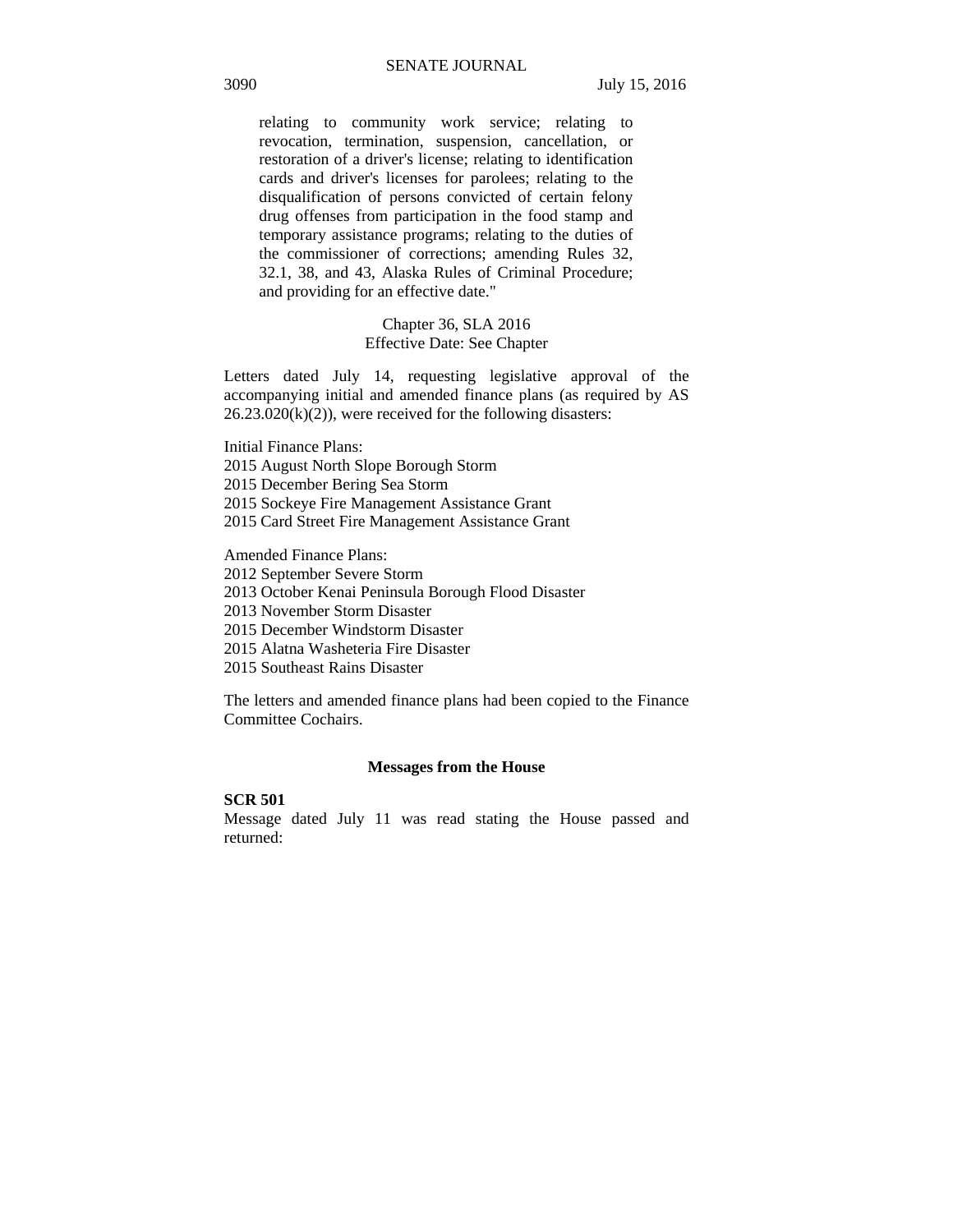relating to community work service; relating to revocation, termination, suspension, cancellation, or restoration of a driver's license; relating to identification cards and driver's licenses for parolees; relating to the disqualification of persons convicted of certain felony drug offenses from participation in the food stamp and temporary assistance programs; relating to the duties of the commissioner of corrections; amending Rules 32, 32.1, 38, and 43, Alaska Rules of Criminal Procedure; and providing for an effective date."

Chapter 36, SLA 2016
Effective Date: See Chapter

Letters dated July 14, requesting legislative approval of the accompanying initial and amended finance plans (as required by AS 26.23.020(k)(2)), were received for the following disasters:

Initial Finance Plans:
2015 August North Slope Borough Storm
2015 December Bering Sea Storm
2015 Sockeye Fire Management Assistance Grant
2015 Card Street Fire Management Assistance Grant

Amended Finance Plans:
2012 September Severe Storm
2013 October Kenai Peninsula Borough Flood Disaster
2013 November Storm Disaster
2015 December Windstorm Disaster
2015 Alatna Washeteria Fire Disaster
2015 Southeast Rains Disaster

The letters and amended finance plans had been copied to the Finance Committee Cochairs.

**Messages from the House**

**SCR 501**
Message dated July 11 was read stating the House passed and returned: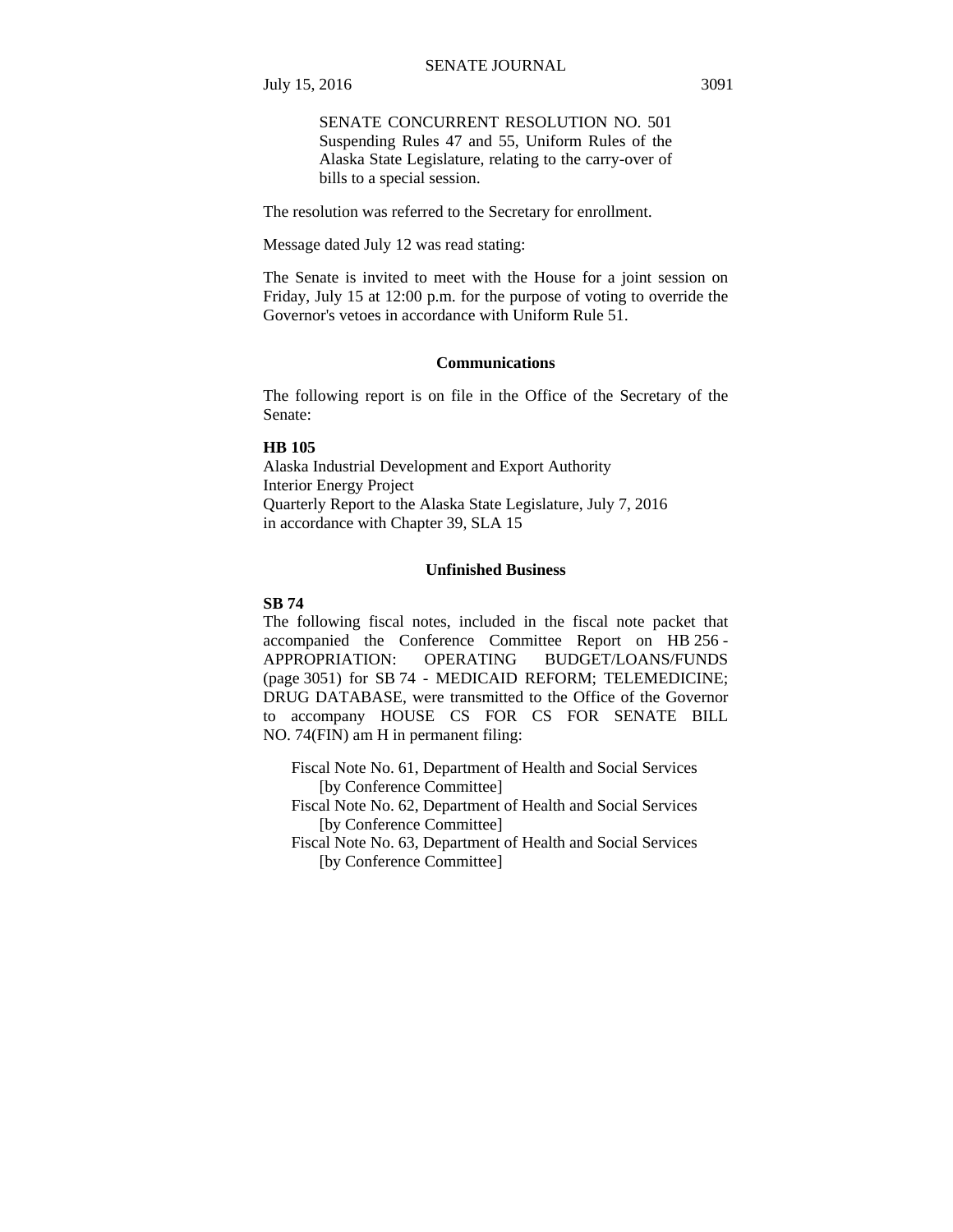SENATE CONCURRENT RESOLUTION NO. 501
Suspending Rules 47 and 55, Uniform Rules of the Alaska State Legislature, relating to the carry-over of bills to a special session.

The resolution was referred to the Secretary for enrollment.

Message dated July 12 was read stating:

The Senate is invited to meet with the House for a joint session on Friday, July 15 at 12:00 p.m. for the purpose of voting to override the Governor's vetoes in accordance with Uniform Rule 51.

## Communications

The following report is on file in the Office of the Secretary of the Senate:

**HB 105**
Alaska Industrial Development and Export Authority
Interior Energy Project
Quarterly Report to the Alaska State Legislature, July 7, 2016
in accordance with Chapter 39, SLA 15

## Unfinished Business

**SB 74**
The following fiscal notes, included in the fiscal note packet that accompanied the Conference Committee Report on HB 256 - APPROPRIATION: OPERATING BUDGET/LOANS/FUNDS (page 3051) for SB 74 - MEDICAID REFORM; TELEMEDICINE; DRUG DATABASE, were transmitted to the Office of the Governor to accompany HOUSE CS FOR CS FOR SENATE BILL NO. 74(FIN) am H in permanent filing:

Fiscal Note No. 61, Department of Health and Social Services
[by Conference Committee]
Fiscal Note No. 62, Department of Health and Social Services
[by Conference Committee]
Fiscal Note No. 63, Department of Health and Social Services
[by Conference Committee]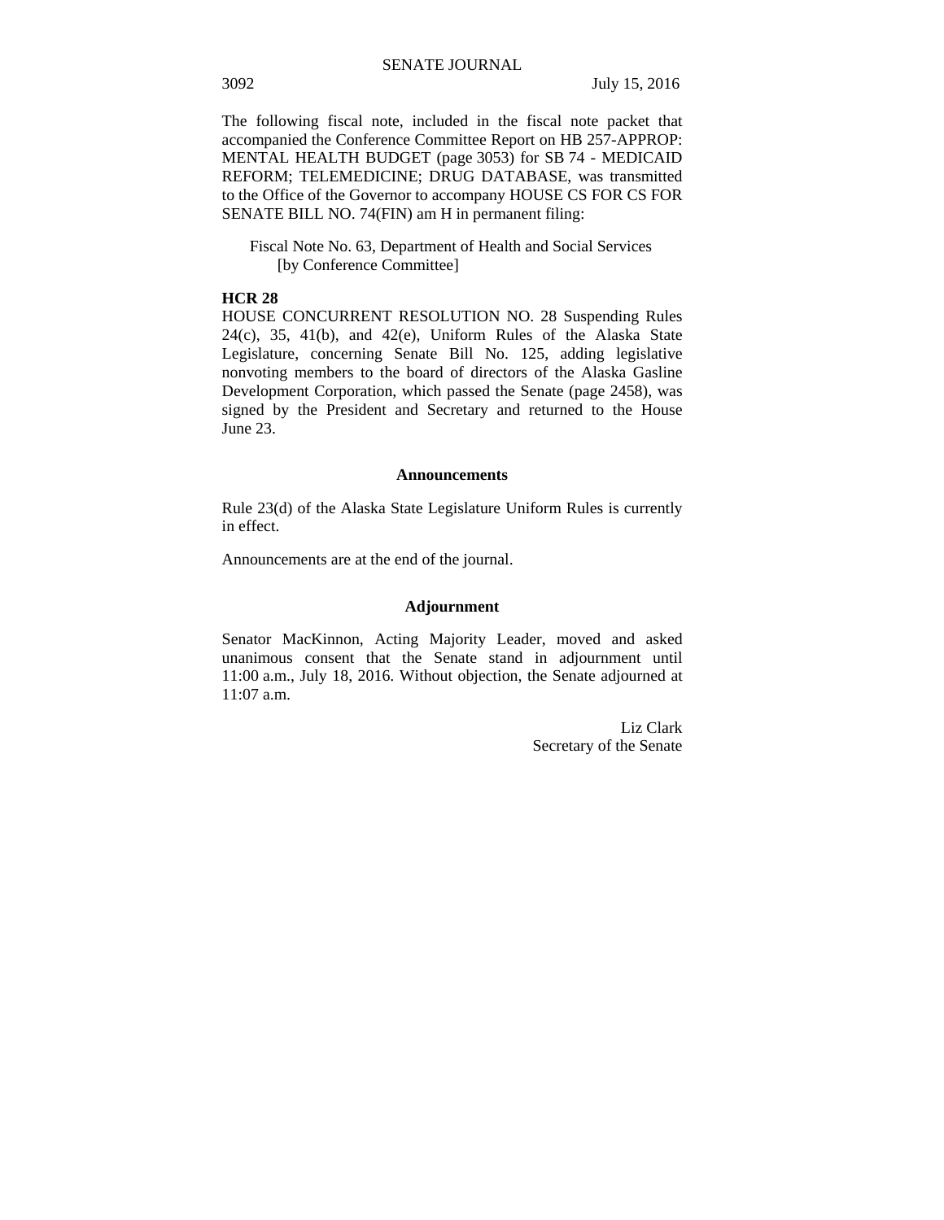The following fiscal note, included in the fiscal note packet that accompanied the Conference Committee Report on HB 257-APPROP: MENTAL HEALTH BUDGET (page 3053) for SB 74 - MEDICAID REFORM; TELEMEDICINE; DRUG DATABASE, was transmitted to the Office of the Governor to accompany HOUSE CS FOR CS FOR SENATE BILL NO. 74(FIN) am H in permanent filing:

Fiscal Note No. 63, Department of Health and Social Services
[by Conference Committee]

**HCR 28**
HOUSE CONCURRENT RESOLUTION NO. 28 Suspending Rules 24(c), 35, 41(b), and 42(e), Uniform Rules of the Alaska State Legislature, concerning Senate Bill No. 125, adding legislative nonvoting members to the board of directors of the Alaska Gasline Development Corporation, which passed the Senate (page 2458), was signed by the President and Secretary and returned to the House June 23.

## Announcements

Rule 23(d) of the Alaska State Legislature Uniform Rules is currently in effect.

Announcements are at the end of the journal.

## Adjournment

Senator MacKinnon, Acting Majority Leader, moved and asked unanimous consent that the Senate stand in adjournment until 11:00 a.m., July 18, 2016. Without objection, the Senate adjourned at 11:07 a.m.

Liz Clark
Secretary of the Senate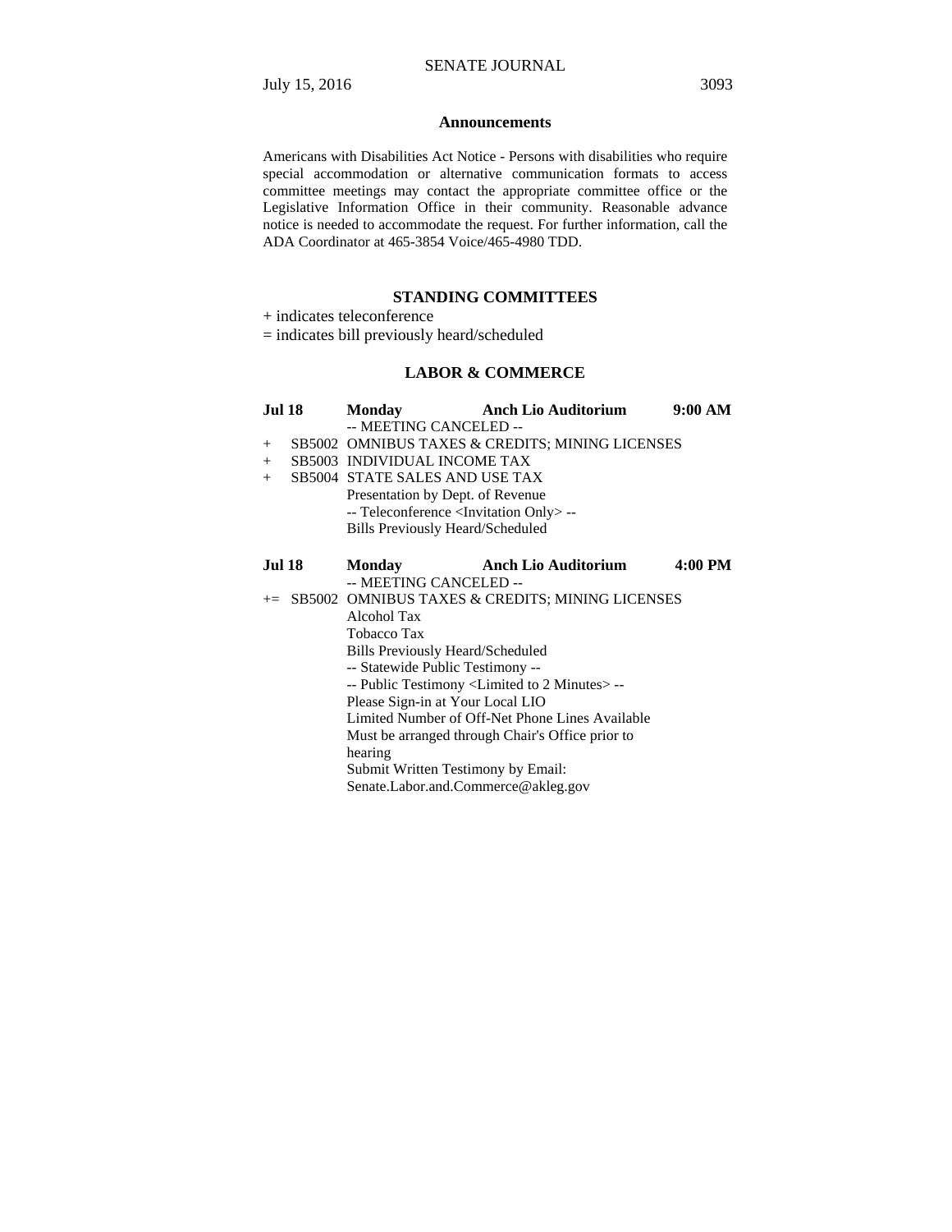## Announcements

Americans with Disabilities Act Notice - Persons with disabilities who require special accommodation or alternative communication formats to access committee meetings may contact the appropriate committee office or the Legislative Information Office in their community. Reasonable advance notice is needed to accommodate the request. For further information, call the ADA Coordinator at 465-3854 Voice/465-4980 TDD.

## STANDING COMMITTEES

+ indicates teleconference

= indicates bill previously heard/scheduled

### LABOR & COMMERCE

**Jul 18 Monday Anch Lio Auditorium 9:00 AM**

-- MEETING CANCELED --

+ SB5002 OMNIBUS TAXES & CREDITS; MINING LICENSES

+ SB5003 INDIVIDUAL INCOME TAX

+ SB5004 STATE SALES AND USE TAX

Presentation by Dept. of Revenue

-- Teleconference <Invitation Only> --

Bills Previously Heard/Scheduled

**Jul 18 Monday Anch Lio Auditorium 4:00 PM**

-- MEETING CANCELED --

+= SB5002 OMNIBUS TAXES & CREDITS; MINING LICENSES

Alcohol Tax

Tobacco Tax

Bills Previously Heard/Scheduled

-- Statewide Public Testimony --

-- Public Testimony <Limited to 2 Minutes> --

Please Sign-in at Your Local LIO

Limited Number of Off-Net Phone Lines Available

Must be arranged through Chair's Office prior to hearing

Submit Written Testimony by Email:

Senate.Labor.and.Commerce@akleg.gov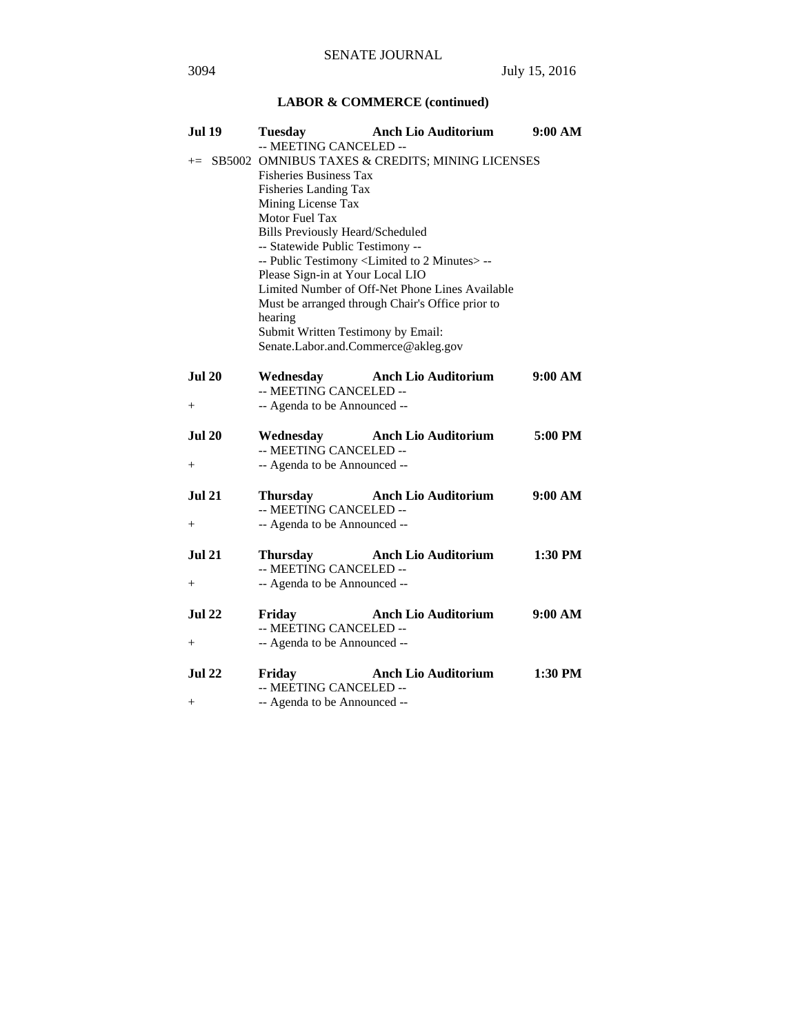## LABOR & COMMERCE (continued)

**Jul 19** **Tuesday** **Anch Lio Auditorium** **9:00 AM**

-- MEETING CANCELED --

+= SB5002 OMNIBUS TAXES & CREDITS; MINING LICENSES

Fisheries Business Tax
Fisheries Landing Tax
Mining License Tax
Motor Fuel Tax
Bills Previously Heard/Scheduled
-- Statewide Public Testimony --
-- Public Testimony <Limited to 2 Minutes> --
Please Sign-in at Your Local LIO
Limited Number of Off-Net Phone Lines Available
Must be arranged through Chair's Office prior to hearing
Submit Written Testimony by Email:
Senate.Labor.and.Commerce@akleg.gov

**Jul 20** **Wednesday** **Anch Lio Auditorium** **9:00 AM**

-- MEETING CANCELED --

\+ -- Agenda to be Announced --

**Jul 20** **Wednesday** **Anch Lio Auditorium** **5:00 PM**

-- MEETING CANCELED --

\+ -- Agenda to be Announced --

**Jul 21** **Thursday** **Anch Lio Auditorium** **9:00 AM**

-- MEETING CANCELED --

\+ -- Agenda to be Announced --

**Jul 21** **Thursday** **Anch Lio Auditorium** **1:30 PM**

-- MEETING CANCELED --

\+ -- Agenda to be Announced --

**Jul 22** **Friday** **Anch Lio Auditorium** **9:00 AM**

-- MEETING CANCELED --

\+ -- Agenda to be Announced --

**Jul 22** **Friday** **Anch Lio Auditorium** **1:30 PM**

-- MEETING CANCELED --

\+ -- Agenda to be Announced --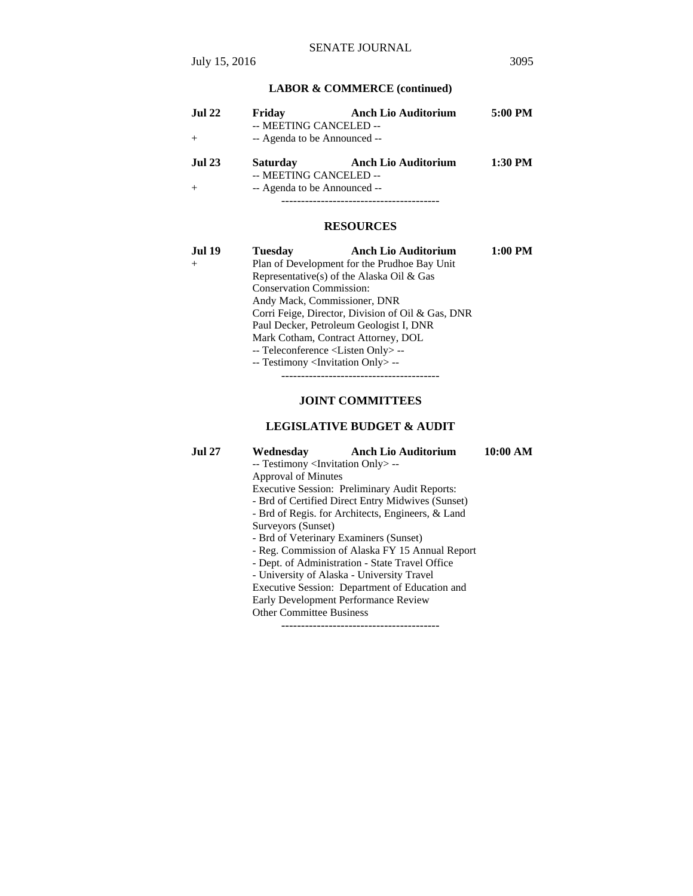## LABOR & COMMERCE (continued)

**Jul 22** **Friday** **Anch Lio Auditorium** **5:00 PM**
-- MEETING CANCELED --
\+ -- Agenda to be Announced --

**Jul 23** **Saturday** **Anch Lio Auditorium** **1:30 PM**
-- MEETING CANCELED --
\+ -- Agenda to be Announced --

----------------------------------------

## RESOURCES

**Jul 19** **Tuesday** **Anch Lio Auditorium** **1:00 PM**
\+ Plan of Development for the Prudhoe Bay Unit
Representative(s) of the Alaska Oil & Gas
Conservation Commission:
Andy Mack, Commissioner, DNR
Corri Feige, Director, Division of Oil & Gas, DNR
Paul Decker, Petroleum Geologist I, DNR
Mark Cotham, Contract Attorney, DOL
-- Teleconference <Listen Only> --
-- Testimony <Invitation Only> --

----------------------------------------

## JOINT COMMITTEES

## LEGISLATIVE BUDGET & AUDIT

**Jul 27** **Wednesday** **Anch Lio Auditorium** **10:00 AM**
-- Testimony <Invitation Only> --
Approval of Minutes
Executive Session: Preliminary Audit Reports:
- Brd of Certified Direct Entry Midwives (Sunset)
- Brd of Regis. for Architects, Engineers, & Land Surveyors (Sunset)
- Brd of Veterinary Examiners (Sunset)
- Reg. Commission of Alaska FY 15 Annual Report
- Dept. of Administration - State Travel Office
- University of Alaska - University Travel

Executive Session: Department of Education and Early Development Performance Review
Other Committee Business

----------------------------------------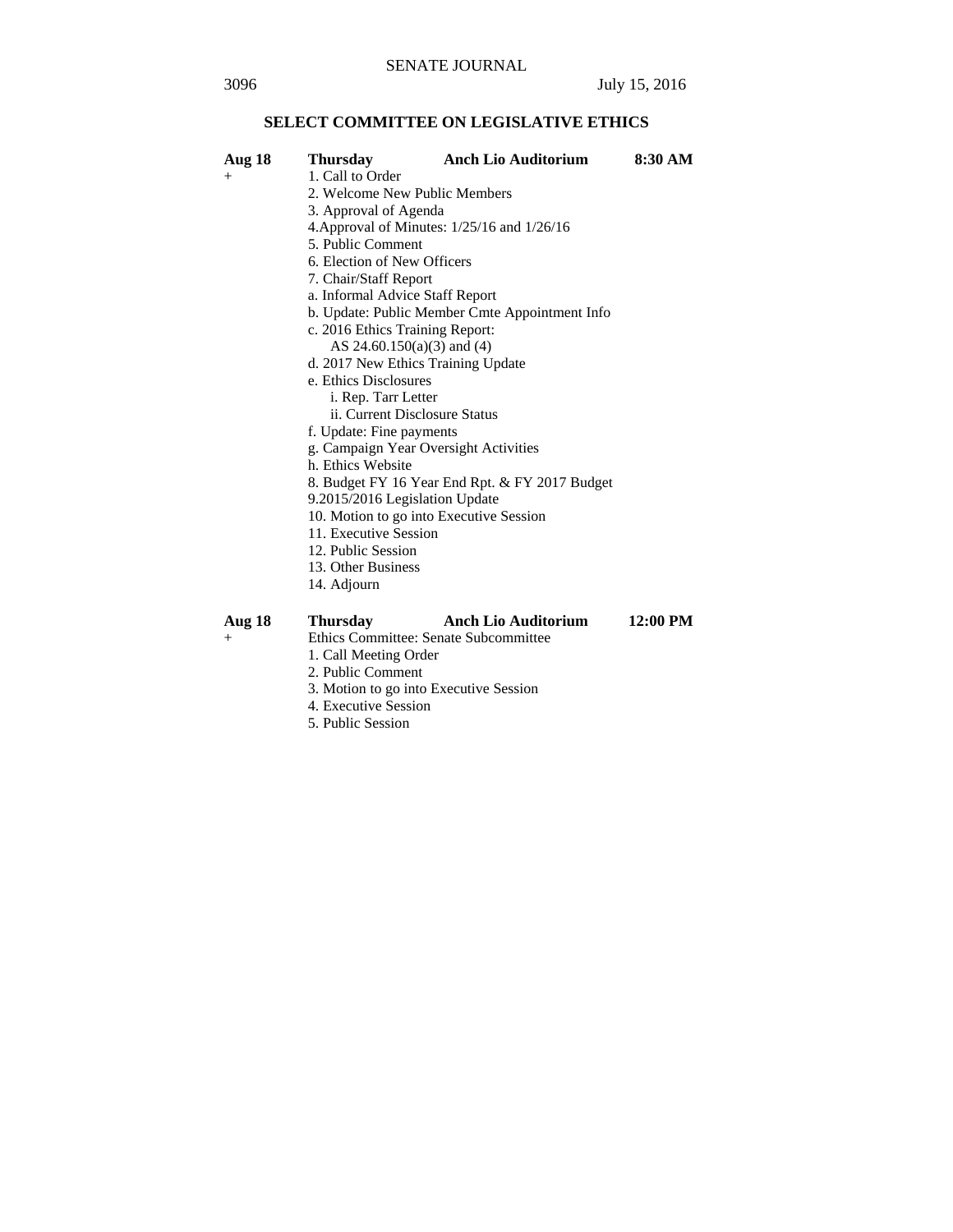## SELECT COMMITTEE ON LEGISLATIVE ETHICS

**Aug 18** **Thursday** **Anch Lio Auditorium** **8:30 AM**

+

1. Call to Order
2. Welcome New Public Members
3. Approval of Agenda
4.Approval of Minutes: 1/25/16 and 1/26/16
5. Public Comment
6. Election of New Officers
7. Chair/Staff Report

a. Informal Advice Staff Report

b. Update: Public Member Cmte Appointment Info

c. 2016 Ethics Training Report:
  AS 24.60.150(a)(3) and (4)

d. 2017 New Ethics Training Update

e. Ethics Disclosures
  i. Rep. Tarr Letter
  ii. Current Disclosure Status

f. Update: Fine payments

g. Campaign Year Oversight Activities

h. Ethics Website

8. Budget FY 16 Year End Rpt. & FY 2017 Budget
9.2015/2016 Legislation Update
10. Motion to go into Executive Session
11. Executive Session
12. Public Session
13. Other Business
14. Adjourn

**Aug 18** **Thursday** **Anch Lio Auditorium** **12:00 PM**

+

Ethics Committee: Senate Subcommittee

1. Call Meeting Order
2. Public Comment
3. Motion to go into Executive Session
4. Executive Session
5. Public Session